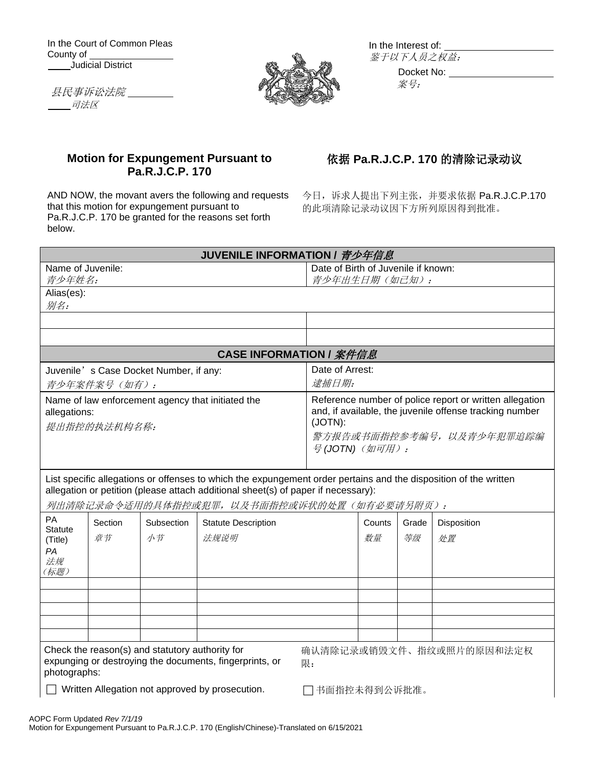In the Court of Common Pleas
County of ________
____Judicial District

*县民事诉讼法院* ________
____*司法区*

In the Interest of: ____________
*鉴于以下人员之权益：*

Docket No: ____________
*案号：*

## Motion for Expungement Pursuant to Pa.R.J.C.P. 170

## 依据 Pa.R.J.C.P. 170 的清除记录动议

AND NOW, the movant avers the following and requests that this motion for expungement pursuant to Pa.R.J.C.P. 170 be granted for the reasons set forth below.

今日，诉求人提出下列主张，并要求依据 Pa.R.J.C.P.170 的此项清除记录动议因下方所列原因得到批准。

| **JUVENILE INFORMATION / *青少年信息*** | |
|---|---|
| Name of Juvenile:<br>*青少年姓名：* | Date of Birth of Juvenile if known:<br>*青少年出生日期（如已知）：* |
| Alias(es):<br>*别名：* | |
| | |
| | |

| **CASE INFORMATION / *案件信息*** | |
|---|---|
| Juvenile's Case Docket Number, if any:<br>*青少年案件案号（如有）：* | Date of Arrest:<br>*逮捕日期：* |
| Name of law enforcement agency that initiated the allegations:<br>*提出指控的执法机构名称：* | Reference number of police report or written allegation and, if available, the juvenile offense tracking number (JOTN):<br>*警方报告或书面指控参考编号，以及青少年犯罪追踪编号 (JOTN)（如可用）：* |

List specific allegations or offenses to which the expungement order pertains and the disposition of the written allegation or petition (please attach additional sheet(s) of paper if necessary):
*列出清除记录命令适用的具体指控或犯罪，以及书面指控或诉状的处置（如有必要请另附页）：*

| PA Statute (Title)<br>*PA 法规（标题）* | Section<br>*章节* | Subsection<br>*小节* | Statute Description<br>*法规说明* | Counts<br>*数量* | Grade<br>*等级* | Disposition<br>*处置* |
|---|---|---|---|---|---|---|
| | | | | | | |
| | | | | | | |
| | | | | | | |
| | | | | | | |
| | | | | | | |

Check the reason(s) and statutory authority for expunging or destroying the documents, fingerprints, or photographs:

确认清除记录或销毁文件、指纹或照片的原因和法定权限：

☐ Written Allegation not approved by prosecution.

☐ 书面指控未得到公诉批准。

AOPC Form Updated *Rev 7/1/19*
Motion for Expungement Pursuant to Pa.R.J.C.P. 170 (English/Chinese)-Translated on 6/15/2021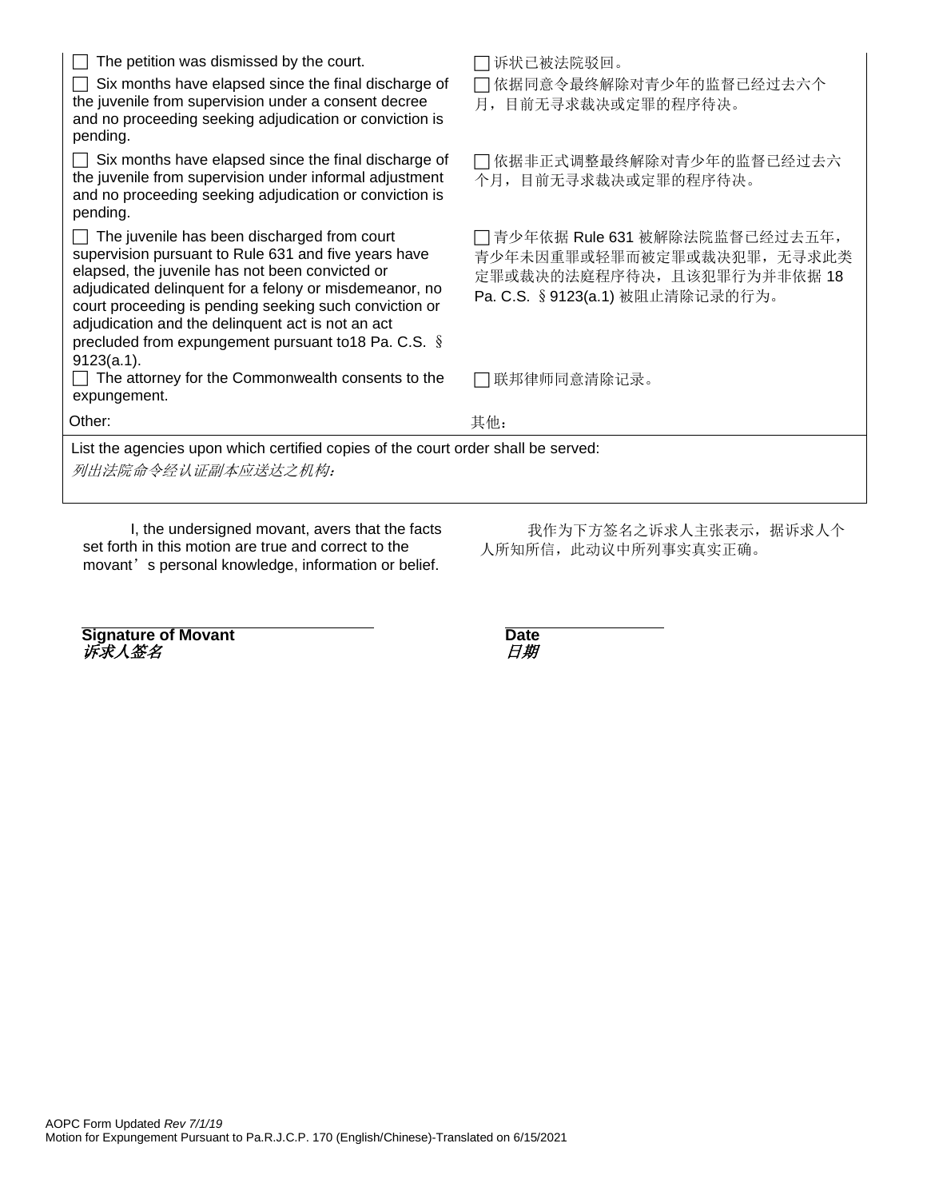| | |
|---|---|
| ☐ The petition was dismissed by the court. | ☐ 诉状已被法院驳回。 |
| ☐ Six months have elapsed since the final discharge of the juvenile from supervision under a consent decree and no proceeding seeking adjudication or conviction is pending. | ☐ 依据同意令最终解除对青少年的监督已经过去六个月，目前无寻求裁决或定罪的程序待决。 |
| ☐ Six months have elapsed since the final discharge of the juvenile from supervision under informal adjustment and no proceeding seeking adjudication or conviction is pending. | ☐ 依据非正式调整最终解除对青少年的监督已经过去六个月，目前无寻求裁决或定罪的程序待决。 |
| ☐ The juvenile has been discharged from court supervision pursuant to Rule 631 and five years have elapsed, the juvenile has not been convicted or adjudicated delinquent for a felony or misdemeanor, no court proceeding is pending seeking such conviction or adjudication and the delinquent act is not an act precluded from expungement pursuant to18 Pa. C.S. § 9123(a.1). | ☐ 青少年依据 Rule 631 被解除法院监督已经过去五年，青少年未因重罪或轻罪而被定罪或裁决犯罪，无寻求此类定罪或裁决的法庭程序待决，且该犯罪行为并非依据 18 Pa. C.S. § 9123(a.1) 被阻止清除记录的行为。 |
| ☐ The attorney for the Commonwealth consents to the expungement. | ☐ 联邦律师同意清除记录。 |
| Other: | 其他： |

List the agencies upon which certified copies of the court order shall be served:

*列出法院命令经认证副本应送达之机构：*

I, the undersigned movant, avers that the facts set forth in this motion are true and correct to the movant's personal knowledge, information or belief.

我作为下方签名之诉求人主张表示，据诉求人个人所知所信，此动议中所列事实真实正确。

**Signature of Movant**
***诉求人签名***

**Date**
***日期***

AOPC Form Updated *Rev 7/1/19*
Motion for Expungement Pursuant to Pa.R.J.C.P. 170 (English/Chinese)-Translated on 6/15/2021